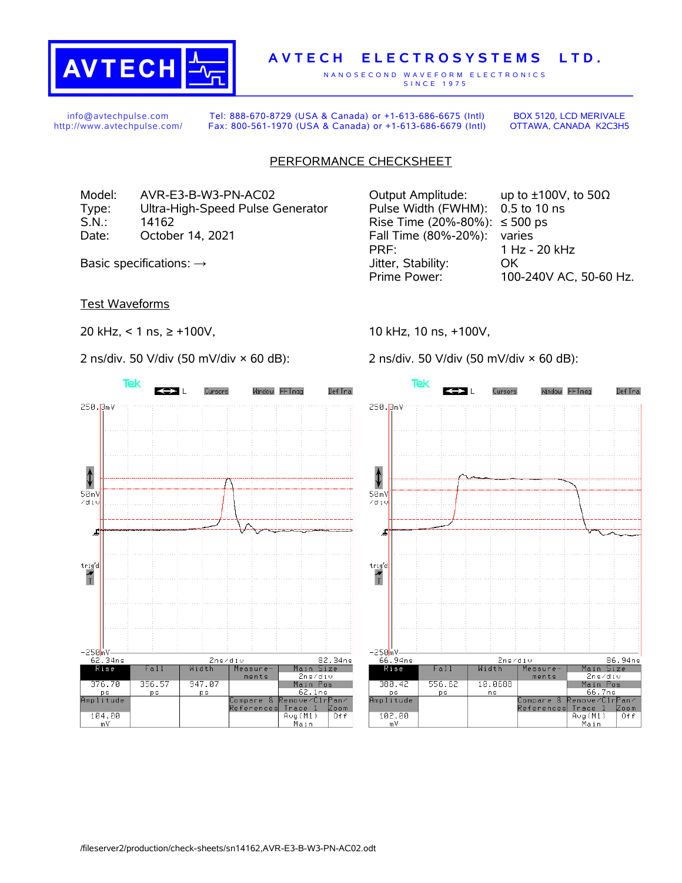# AVTECH ELECTROSYSTEMS LTD.

NANOSECOND WAVEFORM ELECTRONICS
SINCE 1975

info@avtechpulse.com
http://www.avtechpulse.com/

Tel: 888-670-8729 (USA & Canada) or +1-613-686-6675 (Intl)
Fax: 800-561-1970 (USA & Canada) or +1-613-686-6679 (Intl)

BOX 5120, LCD MERIVALE
OTTAWA, CANADA K2C3H5

## PERFORMANCE CHECKSHEET

| | |
|---|---|
| Model: | AVR-E3-B-W3-PN-AC02 |
| Type: | Ultra-High-Speed Pulse Generator |
| S.N.: | 14162 |
| Date: | October 14, 2021 |

Basic specifications: →

| | |
|---|---|
| Output Amplitude: | up to ±100V, to 50Ω |
| Pulse Width (FWHM): | 0.5 to 10 ns |
| Rise Time (20%-80%): | ≤ 500 ps |
| Fall Time (80%-20%): | varies |
| PRF: | 1 Hz - 20 kHz |
| Jitter, Stability: | OK |
| Prime Power: | 100-240V AC, 50-60 Hz. |

### Test Waveforms

20 kHz, < 1 ns, ≥ +100V,

2 ns/div. 50 V/div (50 mV/div × 60 dB):

| Rise | Fall | Width | Amplitude |
|---|---|---|---|
| 376.70 ps | 356.57 ps | 947.07 ps | 104.00 mV |

10 kHz, 10 ns, +100V,

2 ns/div. 50 V/div (50 mV/div × 60 dB):

| Rise | Fall | Width | Amplitude |
|---|---|---|---|
| 380.42 ps | 556.62 ps | 10.0600 ns | 102.00 mV |

/fileserver2/production/check-sheets/sn14162,AVR-E3-B-W3-PN-AC02.odt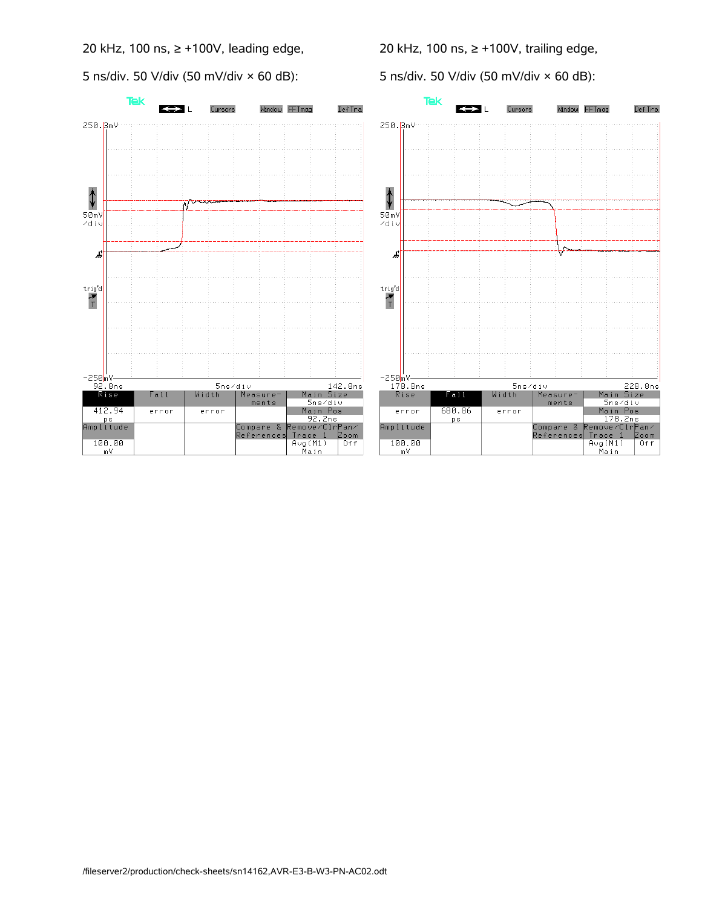20 kHz, 100 ns, ≥ +100V, leading edge,

5 ns/div. 50 V/div (50 mV/div × 60 dB):

20 kHz, 100 ns, ≥ +100V, trailing edge,

5 ns/div. 50 V/div (50 mV/div × 60 dB):

/fileserver2/production/check-sheets/sn14162,AVR-E3-B-W3-PN-AC02.odt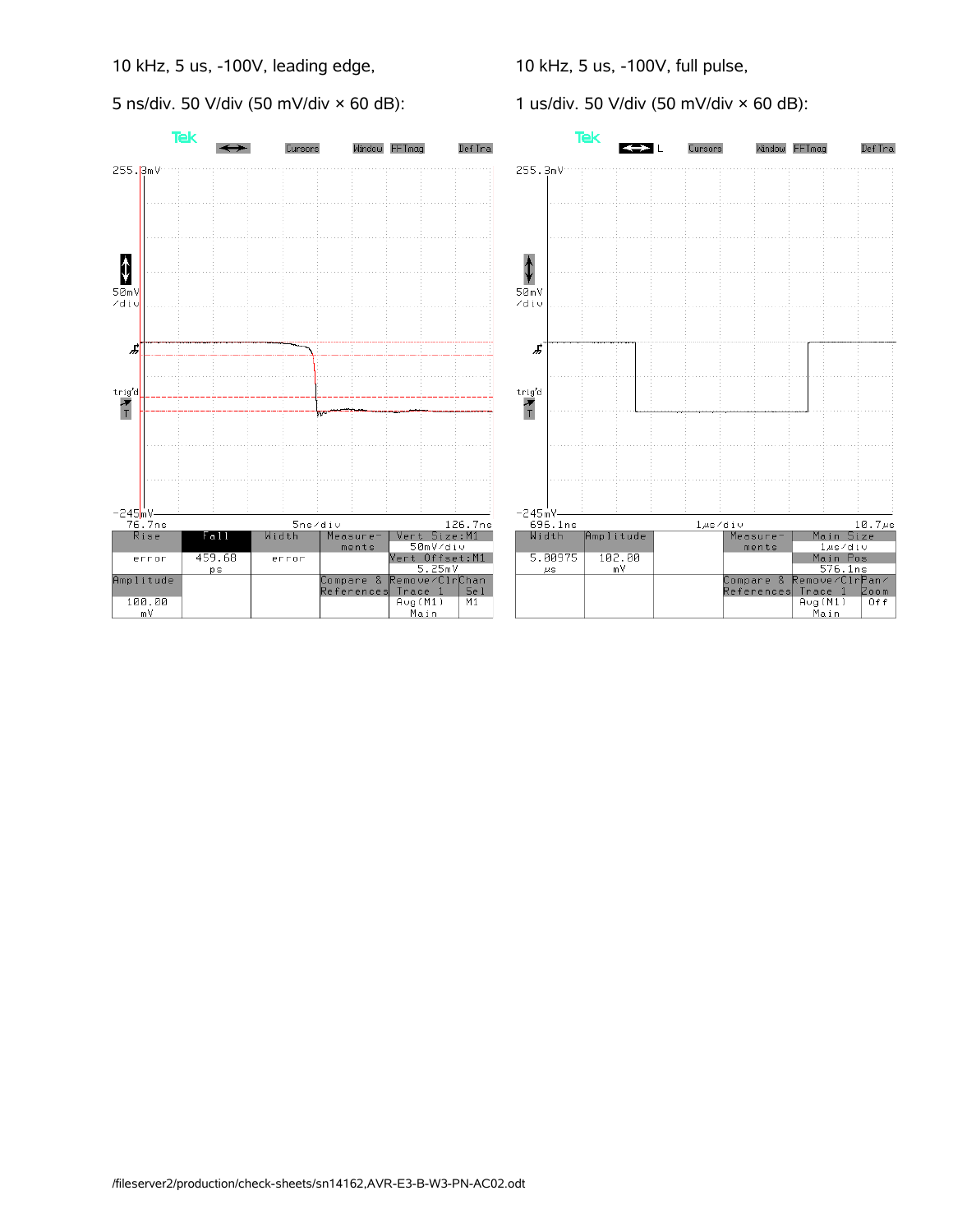10 kHz, 5 us, -100V, leading edge,

5 ns/div. 50 V/div (50 mV/div × 60 dB):

Tek

Cursors Window FFTmag DefTra

255.3mV

50mV /div

trig'd

-245mV

76.7ns 5ns/div 126.7ns

Rise: error

Fall: 459.68 ps

Width: error

Measure-ments

Vert Size:M1 50mV/div

Vert Offset:M1 5.25mV

Amplitude: 100.00 mV

Compare & References

Remove/Clr Trace 1 Avg(M1) Main

Chan Sel M1

10 kHz, 5 us, -100V, full pulse,

1 us/div. 50 V/div (50 mV/div × 60 dB):

Tek

L

Cursors Window FFTmag DefTra

255.3mV

50mV /div

trig'd

-245mV

696.1ns 1μs/div 10.7μs

Width: 5.00975 μs

Amplitude: 102.00 mV

Measure-ments

Main Size 1μs/div

Main Pos 576.1ns

Compare & References

Remove/Clr Trace 1 Avg(M1) Main

Pan/Zoom Off

/fileserver2/production/check-sheets/sn14162,AVR-E3-B-W3-PN-AC02.odt